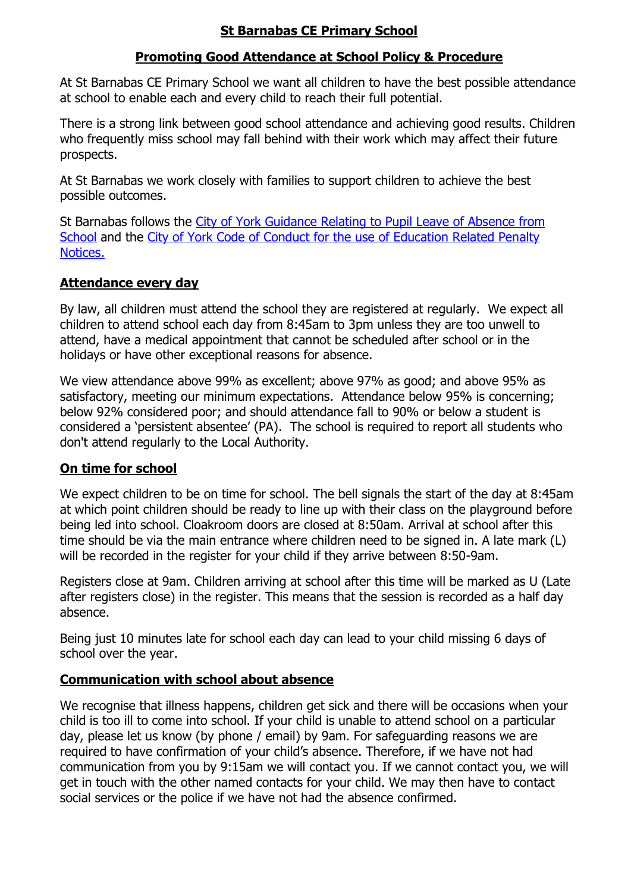# St Barnabas CE Primary School

## Promoting Good Attendance at School Policy & Procedure

At St Barnabas CE Primary School we want all children to have the best possible attendance at school to enable each and every child to reach their full potential.

There is a strong link between good school attendance and achieving good results. Children who frequently miss school may fall behind with their work which may affect their future prospects.

At St Barnabas we work closely with families to support children to achieve the best possible outcomes.

St Barnabas follows the City of York Guidance Relating to Pupil Leave of Absence from School and the City of York Code of Conduct for the use of Education Related Penalty Notices.

### Attendance every day

By law, all children must attend the school they are registered at regularly. We expect all children to attend school each day from 8:45am to 3pm unless they are too unwell to attend, have a medical appointment that cannot be scheduled after school or in the holidays or have other exceptional reasons for absence.

We view attendance above 99% as excellent; above 97% as good; and above 95% as satisfactory, meeting our minimum expectations. Attendance below 95% is concerning; below 92% considered poor; and should attendance fall to 90% or below a student is considered a 'persistent absentee' (PA). The school is required to report all students who don't attend regularly to the Local Authority.

### On time for school

We expect children to be on time for school. The bell signals the start of the day at 8:45am at which point children should be ready to line up with their class on the playground before being led into school. Cloakroom doors are closed at 8:50am. Arrival at school after this time should be via the main entrance where children need to be signed in. A late mark (L) will be recorded in the register for your child if they arrive between 8:50-9am.

Registers close at 9am. Children arriving at school after this time will be marked as U (Late after registers close) in the register. This means that the session is recorded as a half day absence.

Being just 10 minutes late for school each day can lead to your child missing 6 days of school over the year.

### Communication with school about absence

We recognise that illness happens, children get sick and there will be occasions when your child is too ill to come into school. If your child is unable to attend school on a particular day, please let us know (by phone / email) by 9am. For safeguarding reasons we are required to have confirmation of your child's absence. Therefore, if we have not had communication from you by 9:15am we will contact you. If we cannot contact you, we will get in touch with the other named contacts for your child. We may then have to contact social services or the police if we have not had the absence confirmed.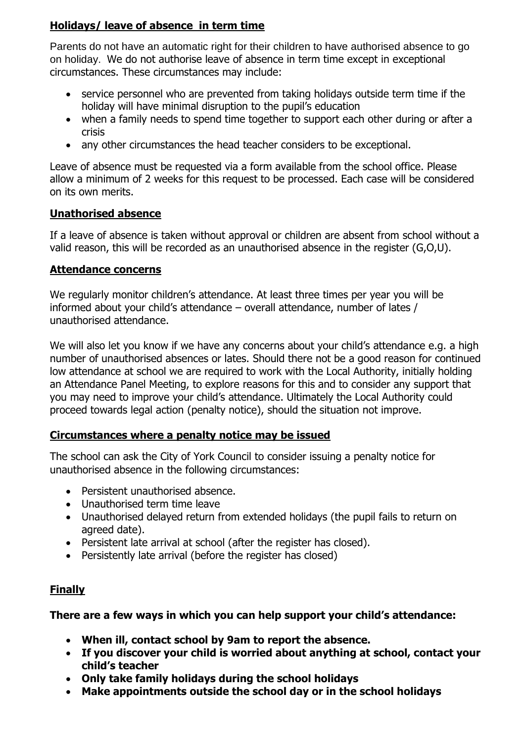## **Holidays/ leave of absence in term time**

Parents do not have an automatic right for their children to have authorised absence to go on holiday. We do not authorise leave of absence in term time except in exceptional circumstances. These circumstances may include:

- service personnel who are prevented from taking holidays outside term time if the holiday will have minimal disruption to the pupil's education
- when a family needs to spend time together to support each other during or after a crisis
- any other circumstances the head teacher considers to be exceptional.

Leave of absence must be requested via a form available from the school office. Please allow a minimum of 2 weeks for this request to be processed. Each case will be considered on its own merits.

## **Unathorised absence**

If a leave of absence is taken without approval or children are absent from school without a valid reason, this will be recorded as an unauthorised absence in the register (G,O,U).

## **Attendance concerns**

We regularly monitor children's attendance. At least three times per year you will be informed about your child's attendance – overall attendance, number of lates / unauthorised attendance.

We will also let you know if we have any concerns about your child's attendance e.g. a high number of unauthorised absences or lates. Should there not be a good reason for continued low attendance at school we are required to work with the Local Authority, initially holding an Attendance Panel Meeting, to explore reasons for this and to consider any support that you may need to improve your child's attendance. Ultimately the Local Authority could proceed towards legal action (penalty notice), should the situation not improve.

## **Circumstances where a penalty notice may be issued**

The school can ask the City of York Council to consider issuing a penalty notice for unauthorised absence in the following circumstances:

- Persistent unauthorised absence.
- Unauthorised term time leave
- Unauthorised delayed return from extended holidays (the pupil fails to return on agreed date).
- Persistent late arrival at school (after the register has closed).
- Persistently late arrival (before the register has closed)

## **Finally**

**There are a few ways in which you can help support your child's attendance:**

- **When ill, contact school by 9am to report the absence.**
- **If you discover your child is worried about anything at school, contact your child's teacher**
- **Only take family holidays during the school holidays**
- **Make appointments outside the school day or in the school holidays**